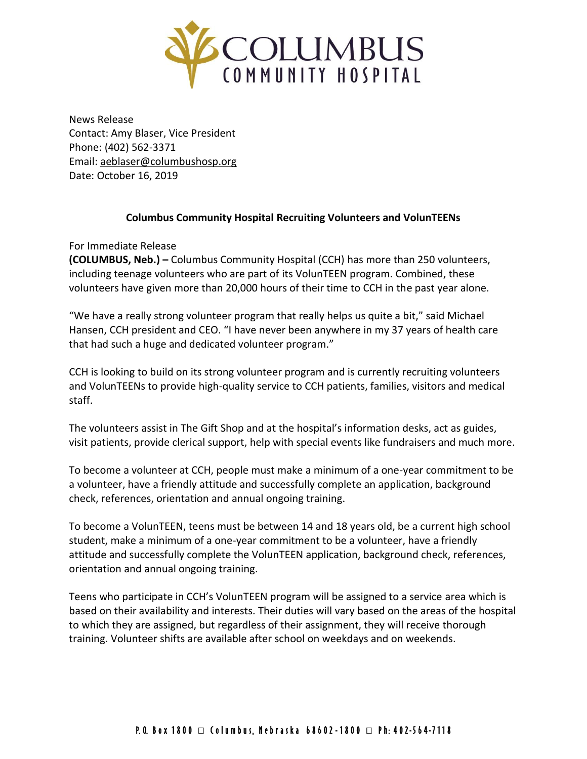# COLUMBUS COMMUNITY HOSPITAL

News Release
Contact: Amy Blaser, Vice President
Phone: (402) 562-3371
Email: aeblaser@columbushosp.org
Date: October 16, 2019

## Columbus Community Hospital Recruiting Volunteers and VolunTEENs

For Immediate Release

**(COLUMBUS, Neb.) –** Columbus Community Hospital (CCH) has more than 250 volunteers, including teenage volunteers who are part of its VolunTEEN program. Combined, these volunteers have given more than 20,000 hours of their time to CCH in the past year alone.

"We have a really strong volunteer program that really helps us quite a bit," said Michael Hansen, CCH president and CEO. "I have never been anywhere in my 37 years of health care that had such a huge and dedicated volunteer program."

CCH is looking to build on its strong volunteer program and is currently recruiting volunteers and VolunTEENs to provide high-quality service to CCH patients, families, visitors and medical staff.

The volunteers assist in The Gift Shop and at the hospital's information desks, act as guides, visit patients, provide clerical support, help with special events like fundraisers and much more.

To become a volunteer at CCH, people must make a minimum of a one-year commitment to be a volunteer, have a friendly attitude and successfully complete an application, background check, references, orientation and annual ongoing training.

To become a VolunTEEN, teens must be between 14 and 18 years old, be a current high school student, make a minimum of a one-year commitment to be a volunteer, have a friendly attitude and successfully complete the VolunTEEN application, background check, references, orientation and annual ongoing training.

Teens who participate in CCH's VolunTEEN program will be assigned to a service area which is based on their availability and interests. Their duties will vary based on the areas of the hospital to which they are assigned, but regardless of their assignment, they will receive thorough training. Volunteer shifts are available after school on weekdays and on weekends.

P.O. Box 1800 □ Columbus, Nebraska 68602-1800 □ Ph: 402-564-7118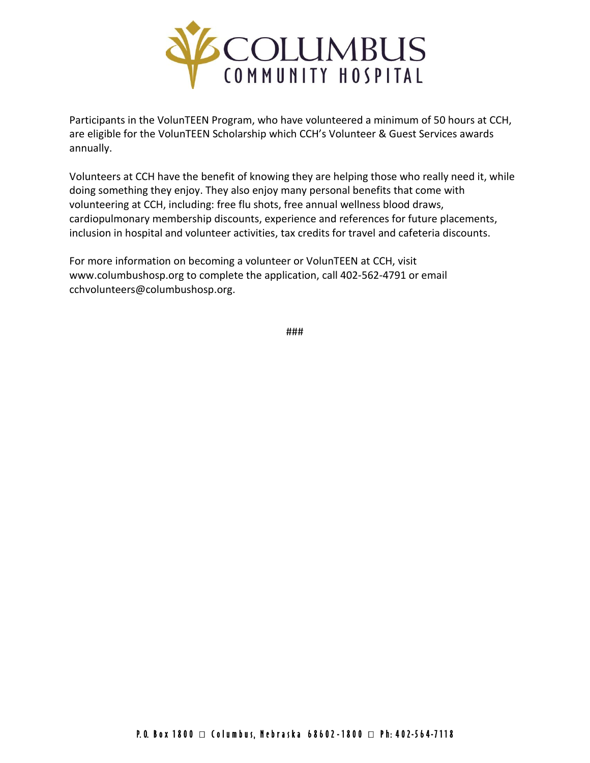Participants in the VolunTEEN Program, who have volunteered a minimum of 50 hours at CCH, are eligible for the VolunTEEN Scholarship which CCH's Volunteer & Guest Services awards annually.

Volunteers at CCH have the benefit of knowing they are helping those who really need it, while doing something they enjoy. They also enjoy many personal benefits that come with volunteering at CCH, including: free flu shots, free annual wellness blood draws, cardiopulmonary membership discounts, experience and references for future placements, inclusion in hospital and volunteer activities, tax credits for travel and cafeteria discounts.

For more information on becoming a volunteer or VolunTEEN at CCH, visit www.columbushosp.org to complete the application, call 402-562-4791 or email cchvolunteers@columbushosp.org.

###